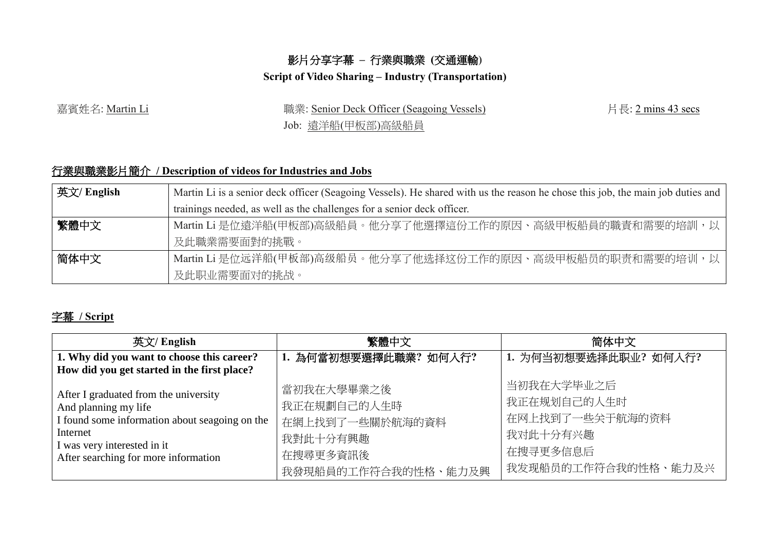# 影片分享字幕 – 行業與職業 (交通運輸)

## Script of Video Sharing – Industry (Transportation)

嘉賓姓名: Martin Li

職業: Senior Deck Officer (Seagoing Vessels)
Job: 遠洋船(甲板部)高級船員

片長: 2 mins 43 secs

### 行業與職業影片簡介 / Description of videos for Industries and Jobs

| 英文/ English | Martin Li is a senior deck officer (Seagoing Vessels). He shared with us the reason he chose this job, the main job duties and trainings needed, as well as the challenges for a senior deck officer. |
|---|---|
| 繁體中文 | Martin Li 是位遠洋船(甲板部)高級船員。他分享了他選擇這份工作的原因、高級甲板船員的職責和需要的培訓，以及此職業需要面對的挑戰。 |
| 简体中文 | Martin Li 是位远洋船(甲板部)高级船员。他分享了他选择这份工作的原因、高级甲板船员的职责和需要的培训，以及此职业需要面对的挑战。 |

### 字幕 / Script

| 英文/ English | 繁體中文 | 简体中文 |
|---|---|---|
| **1. Why did you want to choose this career? How did you get started in the first place?** | **1. 為何當初想要選擇此職業? 如何入行?** | **1. 为何当初想要选择此职业? 如何入行?** |
| After I graduated from the university<br>And planning my life<br>I found some information about seagoing on the Internet<br>I was very interested in it<br>After searching for more information | 當初我在大學畢業之後<br>我正在規劃自己的人生時<br>在網上找到了一些關於航海的資料<br>我對此十分有興趣<br>在搜尋更多資訊後<br>我發現船員的工作符合我的性格、能力及興 | 当初我在大学毕业之后<br>我正在规划自己的人生时<br>在网上找到了一些关于航海的资料<br>我对此十分有兴趣<br>在搜寻更多信息后<br>我发现船员的工作符合我的性格、能力及兴 |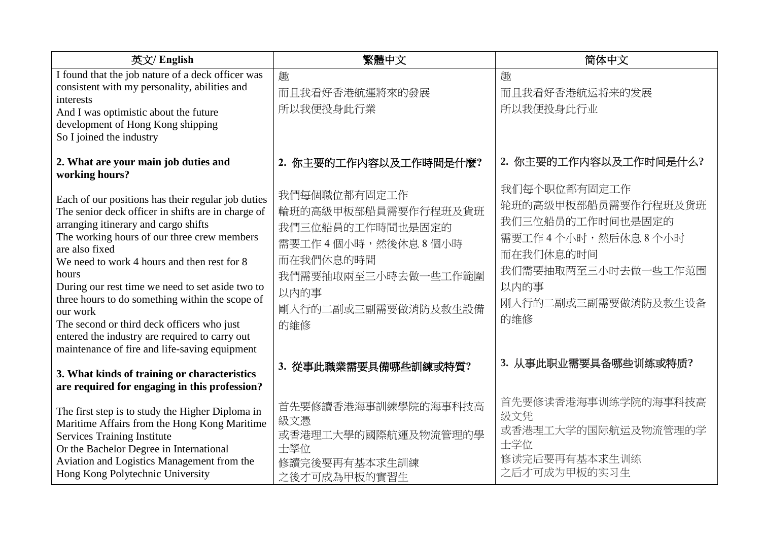| 英文/ English | 繁體中文 | 简体中文 |
|---|---|---|
| I found that the job nature of a deck officer was consistent with my personality, abilities and interests<br>And I was optimistic about the future development of Hong Kong shipping<br>So I joined the industry | 趣<br>而且我看好香港航運將來的發展<br>所以我便投身此行業 | 趣<br>而且我看好香港航运将来的发展<br>所以我便投身此行业 |
| **2. What are your main job duties and working hours?** | **2. 你主要的工作內容以及工作時間是什麼?** | **2. 你主要的工作内容以及工作时间是什么?** |
| Each of our positions has their regular job duties<br>The senior deck officer in shifts are in charge of arranging itinerary and cargo shifts<br>The working hours of our three crew members are also fixed<br>We need to work 4 hours and then rest for 8 hours<br>During our rest time we need to set aside two to three hours to do something within the scope of our work<br>The second or third deck officers who just entered the industry are required to carry out maintenance of fire and life-saving equipment | 我們每個職位都有固定工作<br>輪班的高級甲板部船員需要作行程班及貨班<br>我們三位船員的工作時間也是固定的<br>需要工作 4 個小時，然後休息 8 個小時<br>而在我們休息的時間<br>我們需要抽取兩至三小時去做一些工作範圍以內的事<br>剛入行的二副或三副需要做消防及救生設備的維修 | 我們每个职位都有固定工作<br>轮班的高级甲板部船员需要作行程班及货班<br>我们三位船员的工作时间也是固定的<br>需要工作 4 个小时，然后休息 8 个小时<br>而在我们休息的时间<br>我们需要抽取两至三小时去做一些工作范围以内的事<br>刚入行的二副或三副需要做消防及救生设备的维修 |
| **3. What kinds of training or characteristics are required for engaging in this profession?** | **3. 從事此職業需要具備哪些訓練或特質?** | **3. 从事此职业需要具备哪些训练或特质?** |
| The first step is to study the Higher Diploma in Maritime Affairs from the Hong Kong Maritime Services Training Institute<br>Or the Bachelor Degree in International Aviation and Logistics Management from the Hong Kong Polytechnic University | 首先要修讀香港海事訓練學院的海事科技高級文憑<br>或香港理工大學的國際航運及物流管理的學士學位<br>修讀完後要再有基本求生訓練<br>之後才可成為甲板的實習生 | 首先要修读香港海事训练学院的海事科技高级文凭<br>或香港理工大学的国际航运及物流管理的学士学位<br>修读完后要再有基本求生训练<br>之后才可成为甲板的实习生 |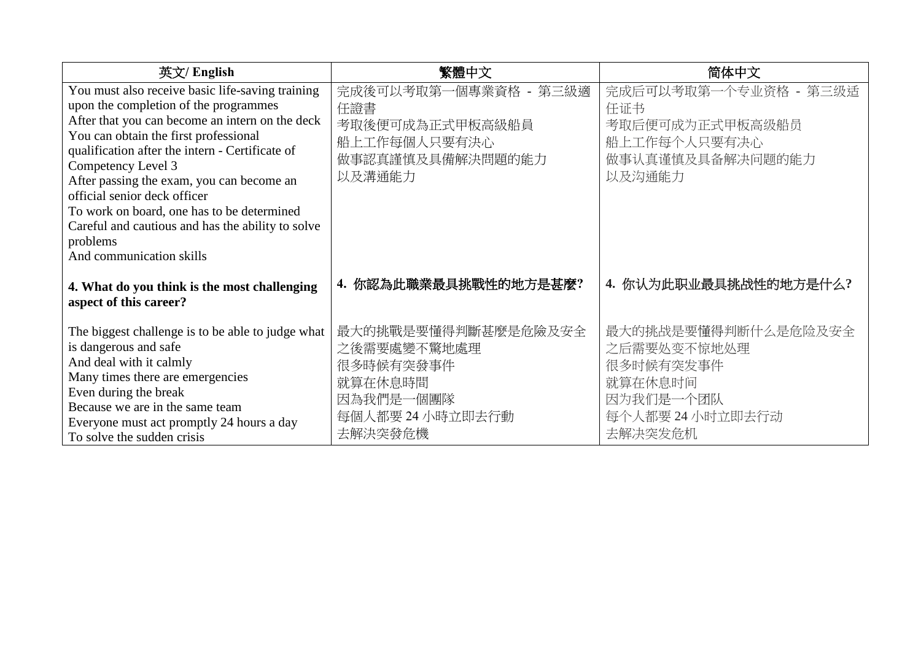| 英文/ English | 繁體中文 | 简体中文 |
| --- | --- | --- |
| You must also receive basic life-saving training upon the completion of the programmes<br>After that you can become an intern on the deck<br>You can obtain the first professional qualification after the intern - Certificate of Competency Level 3<br>After passing the exam, you can become an official senior deck officer<br>To work on board, one has to be determined<br>Careful and cautious and has the ability to solve problems<br>And communication skills | 完成後可以考取第一個專業資格 - 第三級適任證書<br>考取後便可成為正式甲板高級船員<br>船上工作每個人只要有決心<br>做事認真謹慎及具備解決問題的能力<br>以及溝通能力 | 完成后可以考取第一个专业资格 - 第三级适任证书<br>考取后便可成为正式甲板高级船员<br>船上工作每个人只要有决心<br>做事认真谨慎及具备解决问题的能力<br>以及沟通能力 |
| **4. What do you think is the most challenging aspect of this career?** | **4. 你認為此職業最具挑戰性的地方是甚麼?** | **4. 你认为此职业最具挑战性的地方是什么?** |
| The biggest challenge is to be able to judge what is dangerous and safe<br>And deal with it calmly<br>Many times there are emergencies<br>Even during the break<br>Because we are in the same team<br>Everyone must act promptly 24 hours a day<br>To solve the sudden crisis | 最大的挑戰是要懂得判斷甚麼是危險及安全<br>之後需要處變不驚地處理<br>很多時候有突發事件<br>就算在休息時間<br>因為我們是一個團隊<br>每個人都要 24 小時立即去行動<br>去解決突發危機 | 最大的挑战是要懂得判断什么是危险及安全<br>之后需要处变不惊地处理<br>很多时候有突发事件<br>就算在休息时间<br>因为我们是一个团队<br>每个人都要 24 小时立即去行动<br>去解决突发危机 |